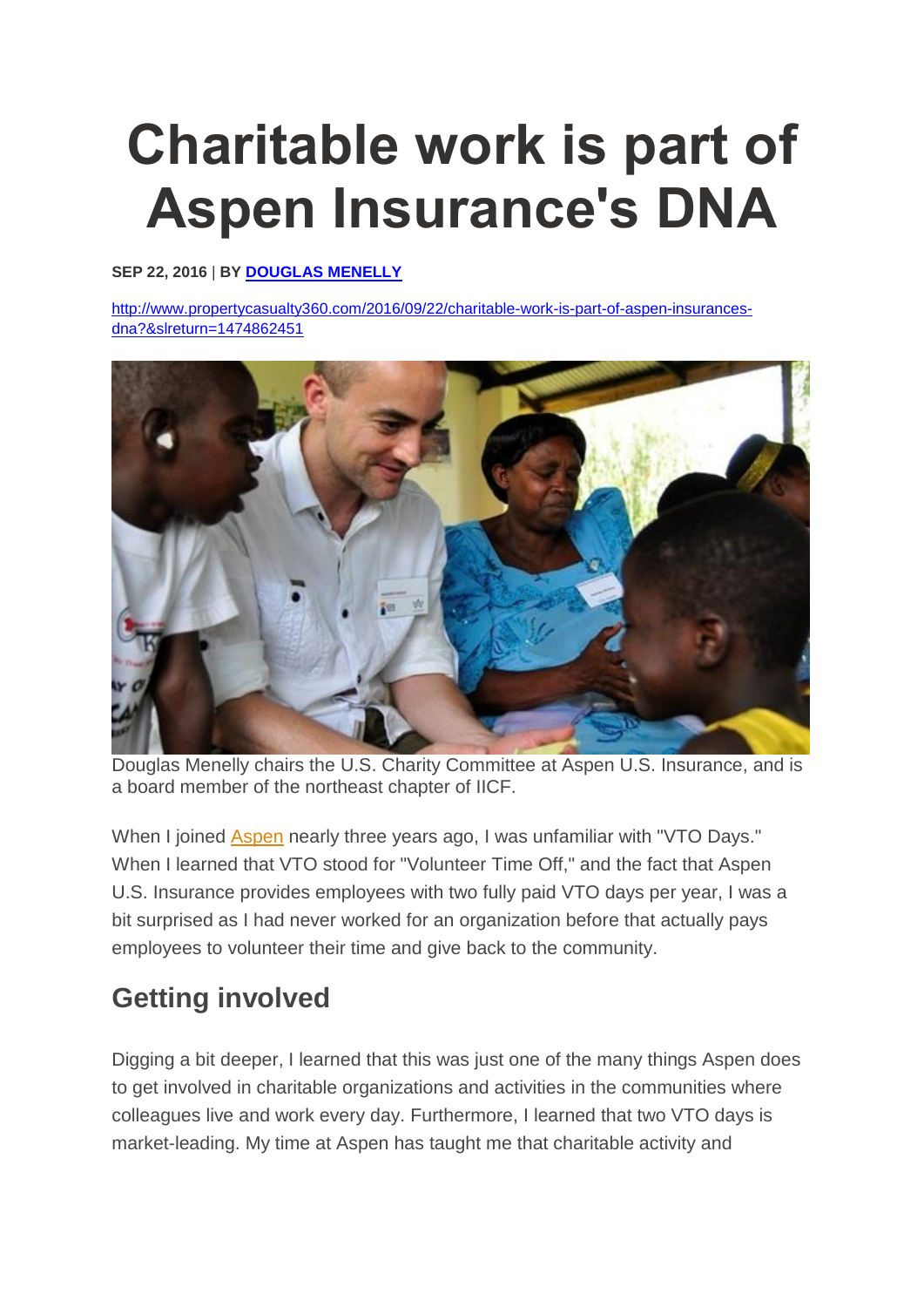# Charitable work is part of Aspen Insurance's DNA

**SEP 22, 2016** | **BY [DOUGLAS MENELLY]**

http://www.propertycasualty360.com/2016/09/22/charitable-work-is-part-of-aspen-insurances-dna?&slreturn=1474862451

Douglas Menelly chairs the U.S. Charity Committee at Aspen U.S. Insurance, and is a board member of the northeast chapter of IICF.

When I joined Aspen nearly three years ago, I was unfamiliar with "VTO Days." When I learned that VTO stood for "Volunteer Time Off," and the fact that Aspen U.S. Insurance provides employees with two fully paid VTO days per year, I was a bit surprised as I had never worked for an organization before that actually pays employees to volunteer their time and give back to the community.

## Getting involved

Digging a bit deeper, I learned that this was just one of the many things Aspen does to get involved in charitable organizations and activities in the communities where colleagues live and work every day. Furthermore, I learned that two VTO days is market-leading. My time at Aspen has taught me that charitable activity and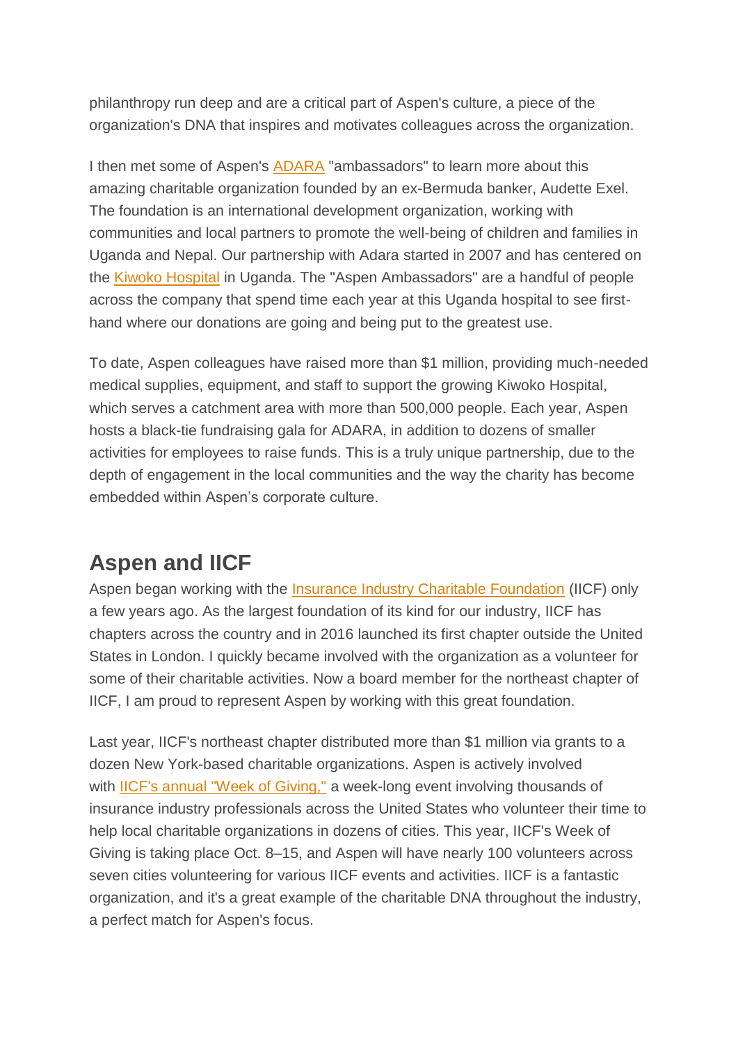philanthropy run deep and are a critical part of Aspen's culture, a piece of the organization's DNA that inspires and motivates colleagues across the organization.

I then met some of Aspen's ADARA "ambassadors" to learn more about this amazing charitable organization founded by an ex-Bermuda banker, Audette Exel. The foundation is an international development organization, working with communities and local partners to promote the well-being of children and families in Uganda and Nepal. Our partnership with Adara started in 2007 and has centered on the Kiwoko Hospital in Uganda. The "Aspen Ambassadors" are a handful of people across the company that spend time each year at this Uganda hospital to see first-hand where our donations are going and being put to the greatest use.

To date, Aspen colleagues have raised more than $1 million, providing much-needed medical supplies, equipment, and staff to support the growing Kiwoko Hospital, which serves a catchment area with more than 500,000 people. Each year, Aspen hosts a black-tie fundraising gala for ADARA, in addition to dozens of smaller activities for employees to raise funds. This is a truly unique partnership, due to the depth of engagement in the local communities and the way the charity has become embedded within Aspen's corporate culture.

## Aspen and IICF

Aspen began working with the Insurance Industry Charitable Foundation (IICF) only a few years ago. As the largest foundation of its kind for our industry, IICF has chapters across the country and in 2016 launched its first chapter outside the United States in London. I quickly became involved with the organization as a volunteer for some of their charitable activities. Now a board member for the northeast chapter of IICF, I am proud to represent Aspen by working with this great foundation.

Last year, IICF's northeast chapter distributed more than $1 million via grants to a dozen New York-based charitable organizations. Aspen is actively involved with IICF's annual "Week of Giving," a week-long event involving thousands of insurance industry professionals across the United States who volunteer their time to help local charitable organizations in dozens of cities. This year, IICF's Week of Giving is taking place Oct. 8–15, and Aspen will have nearly 100 volunteers across seven cities volunteering for various IICF events and activities. IICF is a fantastic organization, and it's a great example of the charitable DNA throughout the industry, a perfect match for Aspen's focus.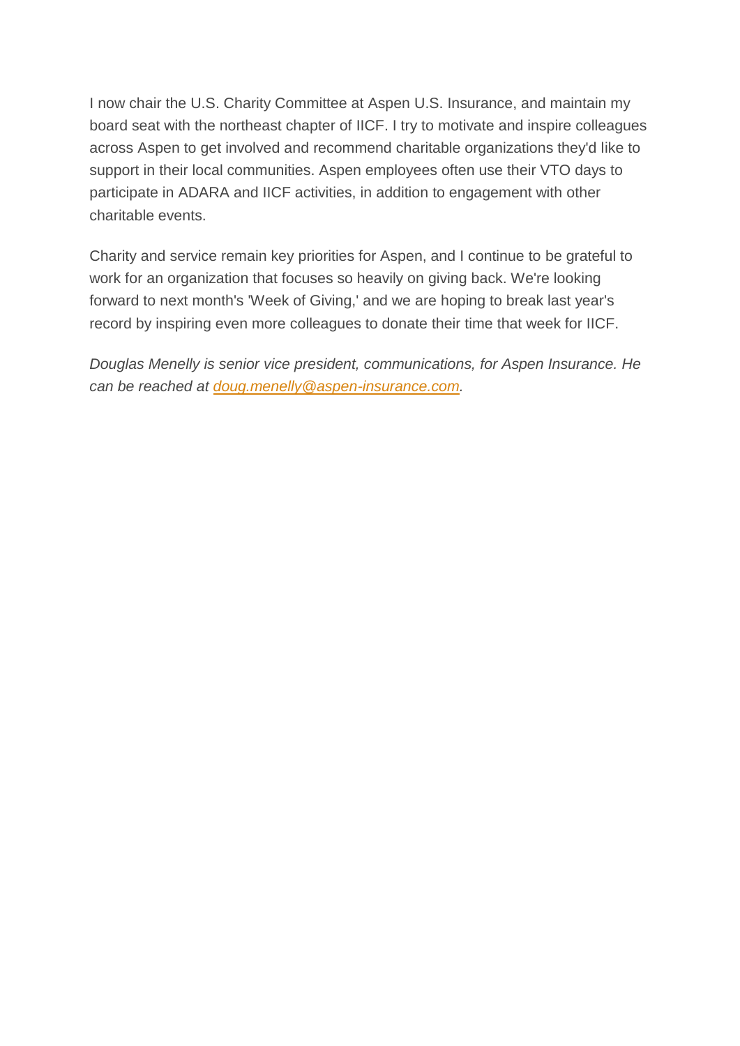I now chair the U.S. Charity Committee at Aspen U.S. Insurance, and maintain my board seat with the northeast chapter of IICF. I try to motivate and inspire colleagues across Aspen to get involved and recommend charitable organizations they'd like to support in their local communities. Aspen employees often use their VTO days to participate in ADARA and IICF activities, in addition to engagement with other charitable events.

Charity and service remain key priorities for Aspen, and I continue to be grateful to work for an organization that focuses so heavily on giving back. We're looking forward to next month's 'Week of Giving,' and we are hoping to break last year's record by inspiring even more colleagues to donate their time that week for IICF.

*Douglas Menelly is senior vice president, communications, for Aspen Insurance. He can be reached at [doug.menelly@aspen-insurance.com](mailto:doug.menelly@aspen-insurance.com).*